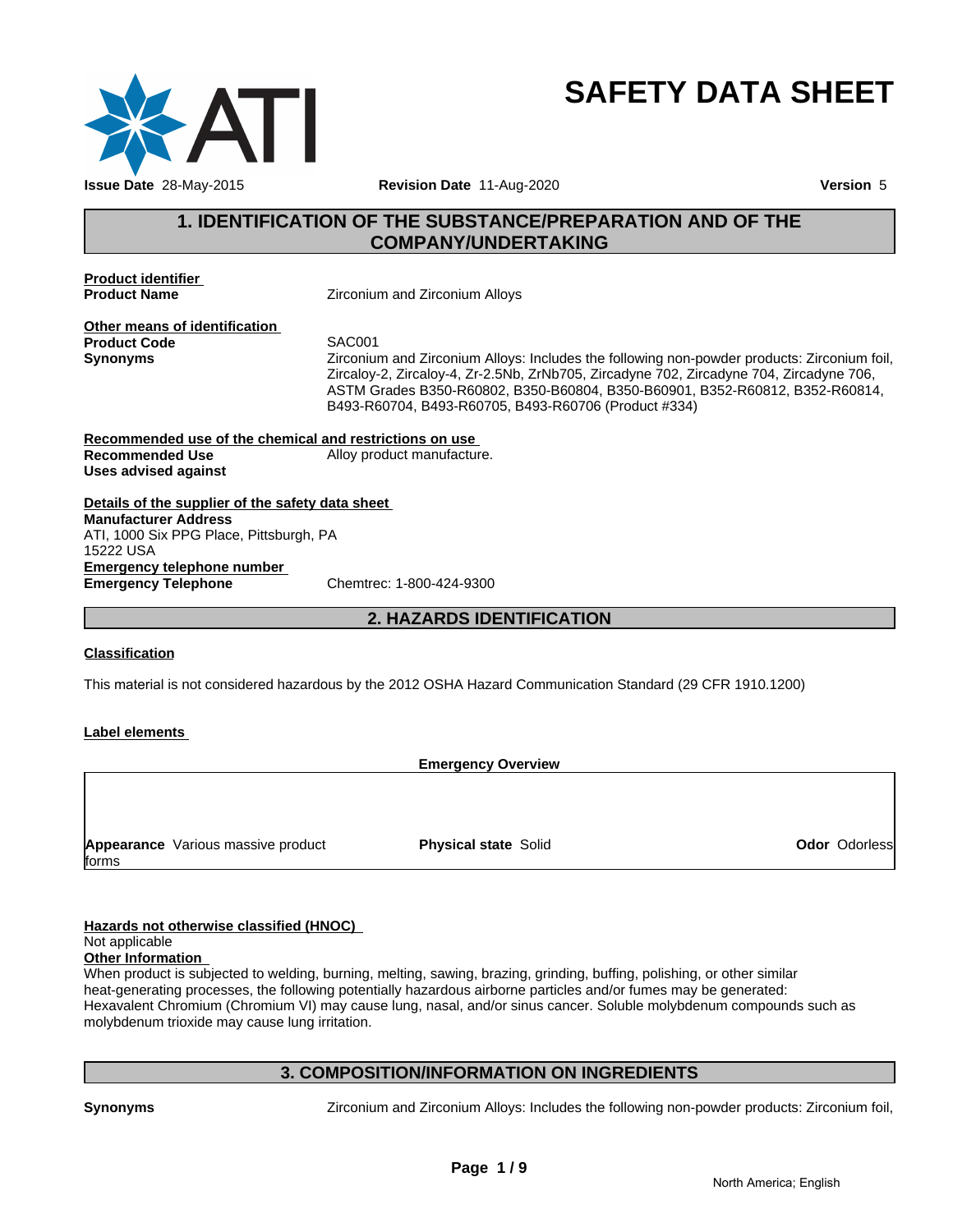# SAFETY DATA SHEET

**Issue Date** 28-May-2015 **Revision Date** 11-Aug-2020 **Version** 5

## 1. IDENTIFICATION OF THE SUBSTANCE/PREPARATION AND OF THE COMPANY/UNDERTAKING

**Product identifier**

**Product Name** Zirconium and Zirconium Alloys

**Other means of identification**

**Product Code** SAC001

**Synonyms** Zirconium and Zirconium Alloys: Includes the following non-powder products: Zirconium foil, Zircaloy-2, Zircaloy-4, Zr-2.5Nb, ZrNb705, Zircadyne 702, Zircadyne 704, Zircadyne 706, ASTM Grades B350-R60802, B350-B60804, B350-B60901, B352-R60812, B352-R60814, B493-R60704, B493-R60705, B493-R60706 (Product #334)

**Recommended use of the chemical and restrictions on use**

**Recommended Use** Alloy product manufacture.

**Uses advised against**

**Details of the supplier of the safety data sheet**

**Manufacturer Address**
ATI, 1000 Six PPG Place, Pittsburgh, PA
15222 USA

**Emergency telephone number**

**Emergency Telephone** Chemtrec: 1-800-424-9300

## 2. HAZARDS IDENTIFICATION

**Classification**

This material is not considered hazardous by the 2012 OSHA Hazard Communication Standard (29 CFR 1910.1200)

**Label elements**

**Emergency Overview**

| | | |
|---|---|---|
| **Appearance** Various massive product forms | **Physical state** Solid | **Odor** Odorless |

**Hazards not otherwise classified (HNOC)**

Not applicable

**Other Information**

When product is subjected to welding, burning, melting, sawing, brazing, grinding, buffing, polishing, or other similar heat-generating processes, the following potentially hazardous airborne particles and/or fumes may be generated: Hexavalent Chromium (Chromium VI) may cause lung, nasal, and/or sinus cancer. Soluble molybdenum compounds such as molybdenum trioxide may cause lung irritation.

## 3. COMPOSITION/INFORMATION ON INGREDIENTS

**Synonyms** Zirconium and Zirconium Alloys: Includes the following non-powder products: Zirconium foil,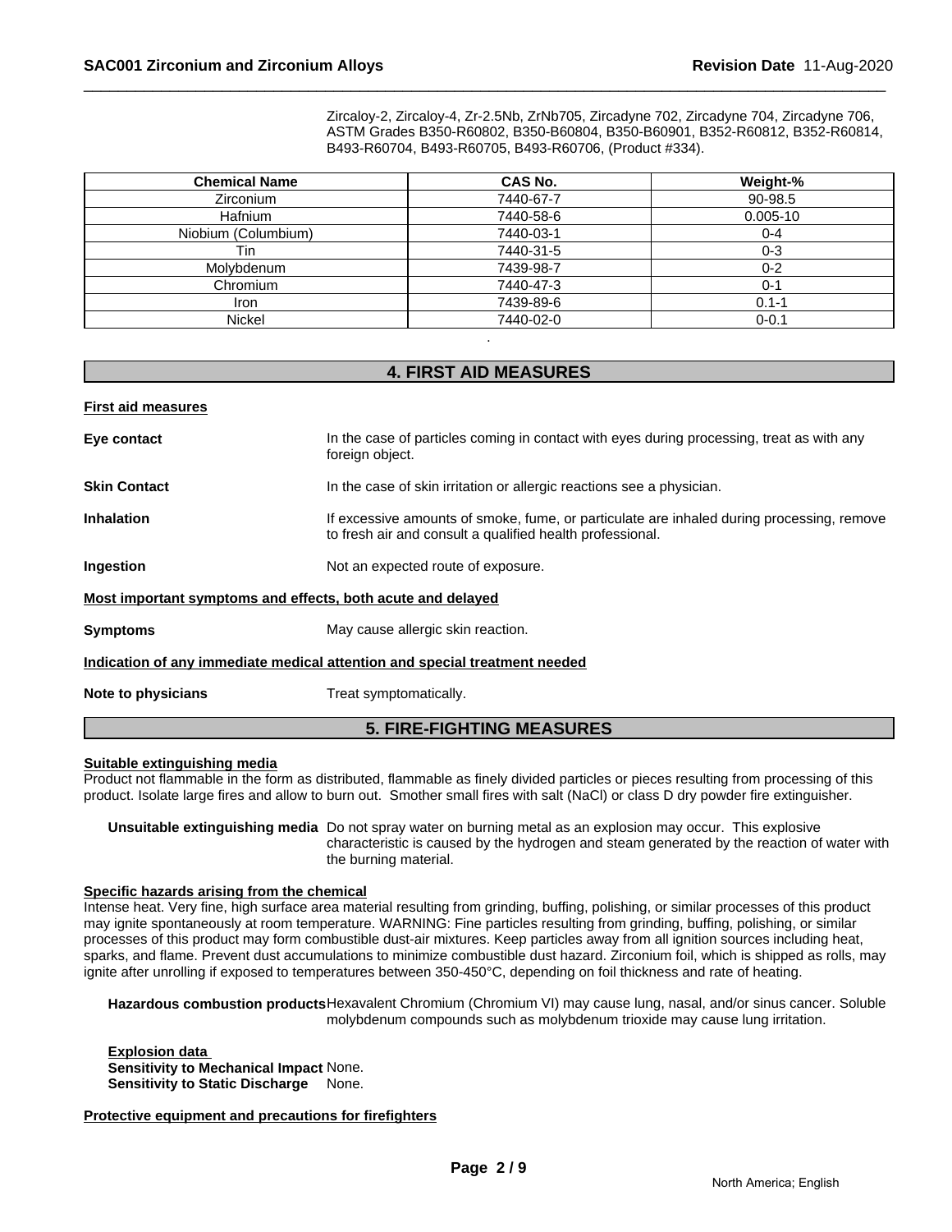Zircaloy-2, Zircaloy-4, Zr-2.5Nb, ZrNb705, Zircadyne 702, Zircadyne 704, Zircadyne 706, ASTM Grades B350-R60802, B350-B60804, B350-B60901, B352-R60812, B352-R60814, B493-R60704, B493-R60705, B493-R60706, (Product #334).

| Chemical Name | CAS No. | Weight-% |
|---|---|---|
| Zirconium | 7440-67-7 | 90-98.5 |
| Hafnium | 7440-58-6 | 0.005-10 |
| Niobium (Columbium) | 7440-03-1 | 0-4 |
| Tin | 7440-31-5 | 0-3 |
| Molybdenum | 7439-98-7 | 0-2 |
| Chromium | 7440-47-3 | 0-1 |
| Iron | 7439-89-6 | 0.1-1 |
| Nickel | 7440-02-0 | 0-0.1 |

.

## 4. FIRST AID MEASURES

**First aid measures**

**Eye contact** In the case of particles coming in contact with eyes during processing, treat as with any foreign object.

**Skin Contact** In the case of skin irritation or allergic reactions see a physician.

**Inhalation** If excessive amounts of smoke, fume, or particulate are inhaled during processing, remove to fresh air and consult a qualified health professional.

**Ingestion** Not an expected route of exposure.

**Most important symptoms and effects, both acute and delayed**

**Symptoms** May cause allergic skin reaction.

**Indication of any immediate medical attention and special treatment needed**

**Note to physicians** Treat symptomatically.

## 5. FIRE-FIGHTING MEASURES

**Suitable extinguishing media**

Product not flammable in the form as distributed, flammable as finely divided particles or pieces resulting from processing of this product. Isolate large fires and allow to burn out. Smother small fires with salt (NaCl) or class D dry powder fire extinguisher.

**Unsuitable extinguishing media** Do not spray water on burning metal as an explosion may occur. This explosive characteristic is caused by the hydrogen and steam generated by the reaction of water with the burning material.

**Specific hazards arising from the chemical**

Intense heat. Very fine, high surface area material resulting from grinding, buffing, polishing, or similar processes of this product may ignite spontaneously at room temperature. WARNING: Fine particles resulting from grinding, buffing, polishing, or similar processes of this product may form combustible dust-air mixtures. Keep particles away from all ignition sources including heat, sparks, and flame. Prevent dust accumulations to minimize combustible dust hazard. Zirconium foil, which is shipped as rolls, may ignite after unrolling if exposed to temperatures between 350-450°C, depending on foil thickness and rate of heating.

**Hazardous combustion products** Hexavalent Chromium (Chromium VI) may cause lung, nasal, and/or sinus cancer. Soluble molybdenum compounds such as molybdenum trioxide may cause lung irritation.

**Explosion data**
**Sensitivity to Mechanical Impact** None.
**Sensitivity to Static Discharge** None.

**Protective equipment and precautions for firefighters**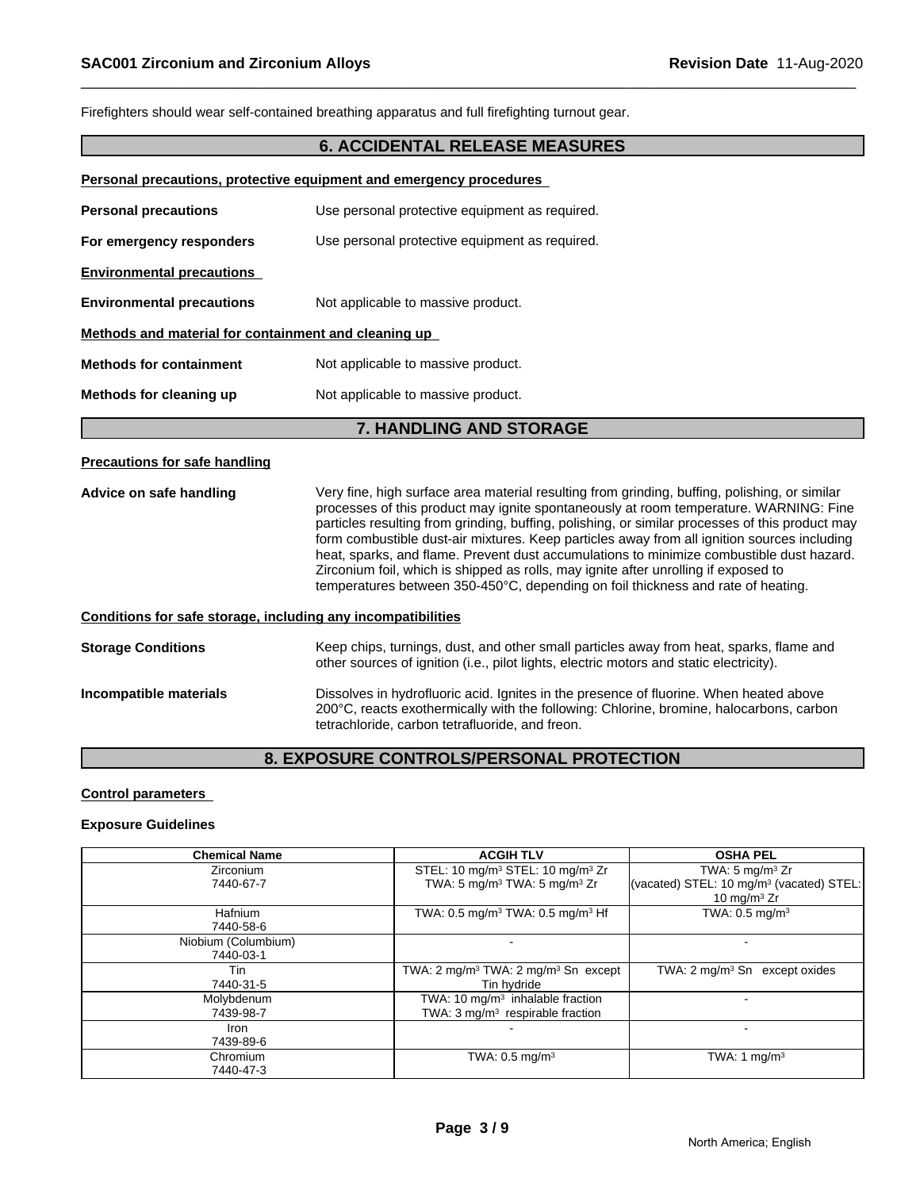Firefighters should wear self-contained breathing apparatus and full firefighting turnout gear.

## 6. ACCIDENTAL RELEASE MEASURES

**Personal precautions, protective equipment and emergency procedures**

**Personal precautions** Use personal protective equipment as required.

**For emergency responders** Use personal protective equipment as required.

**Environmental precautions**

**Environmental precautions** Not applicable to massive product.

**Methods and material for containment and cleaning up**

**Methods for containment** Not applicable to massive product.

**Methods for cleaning up** Not applicable to massive product.

## 7. HANDLING AND STORAGE

**Precautions for safe handling**

**Advice on safe handling** Very fine, high surface area material resulting from grinding, buffing, polishing, or similar processes of this product may ignite spontaneously at room temperature. WARNING: Fine particles resulting from grinding, buffing, polishing, or similar processes of this product may form combustible dust-air mixtures. Keep particles away from all ignition sources including heat, sparks, and flame. Prevent dust accumulations to minimize combustible dust hazard. Zirconium foil, which is shipped as rolls, may ignite after unrolling if exposed to temperatures between 350-450°C, depending on foil thickness and rate of heating.

**Conditions for safe storage, including any incompatibilities**

**Storage Conditions** Keep chips, turnings, dust, and other small particles away from heat, sparks, flame and other sources of ignition (i.e., pilot lights, electric motors and static electricity).

**Incompatible materials** Dissolves in hydrofluoric acid. Ignites in the presence of fluorine. When heated above 200°C, reacts exothermically with the following: Chlorine, bromine, halocarbons, carbon tetrachloride, carbon tetrafluoride, and freon.

## 8. EXPOSURE CONTROLS/PERSONAL PROTECTION

**Control parameters**

**Exposure Guidelines**

| Chemical Name | ACGIH TLV | OSHA PEL |
|---|---|---|
| Zirconium<br>7440-67-7 | STEL: 10 mg/m³ STEL: 10 mg/m³ Zr<br>TWA: 5 mg/m³ TWA: 5 mg/m³ Zr | TWA: 5 mg/m³ Zr<br>(vacated) STEL: 10 mg/m³ (vacated) STEL: 10 mg/m³ Zr |
| Hafnium<br>7440-58-6 | TWA: 0.5 mg/m³ TWA: 0.5 mg/m³ Hf | TWA: 0.5 mg/m³ |
| Niobium (Columbium)<br>7440-03-1 | - | - |
| Tin<br>7440-31-5 | TWA: 2 mg/m³ TWA: 2 mg/m³ Sn except Tin hydride | TWA: 2 mg/m³ Sn except oxides |
| Molybdenum<br>7439-98-7 | TWA: 10 mg/m³ inhalable fraction<br>TWA: 3 mg/m³ respirable fraction | - |
| Iron<br>7439-89-6 | - | - |
| Chromium<br>7440-47-3 | TWA: 0.5 mg/m³ | TWA: 1 mg/m³ |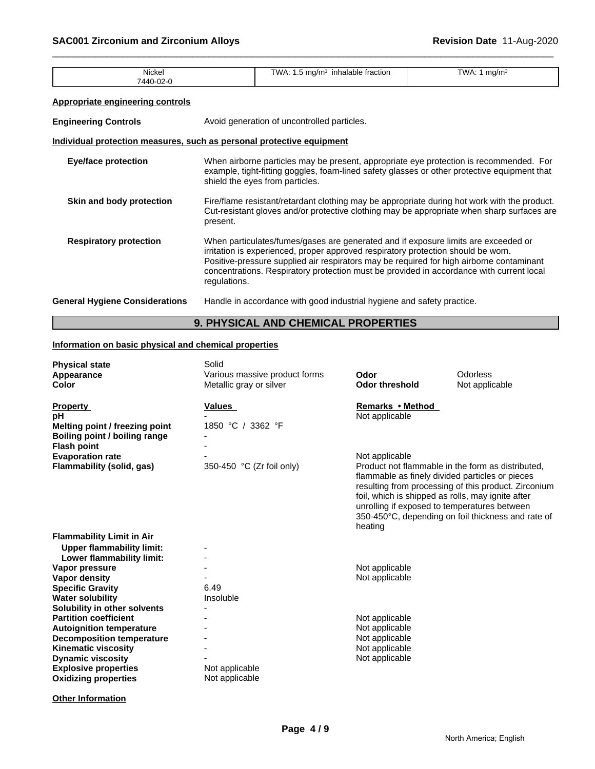| | | |
|---|---|---|
| Nickel<br>7440-02-0 | TWA: 1.5 mg/m³ inhalable fraction | TWA: 1 mg/m³ |

**Appropriate engineering controls**

**Engineering Controls** Avoid generation of uncontrolled particles.

**Individual protection measures, such as personal protective equipment**

**Eye/face protection** When airborne particles may be present, appropriate eye protection is recommended. For example, tight-fitting goggles, foam-lined safety glasses or other protective equipment that shield the eyes from particles.

**Skin and body protection** Fire/flame resistant/retardant clothing may be appropriate during hot work with the product. Cut-resistant gloves and/or protective clothing may be appropriate when sharp surfaces are present.

**Respiratory protection** When particulates/fumes/gases are generated and if exposure limits are exceeded or irritation is experienced, proper approved respiratory protection should be worn. Positive-pressure supplied air respirators may be required for high airborne contaminant concentrations. Respiratory protection must be provided in accordance with current local regulations.

**General Hygiene Considerations** Handle in accordance with good industrial hygiene and safety practice.

## 9. PHYSICAL AND CHEMICAL PROPERTIES

**Information on basic physical and chemical properties**

| | | | |
|---|---|---|---|
| **Physical state** | Solid | | |
| **Appearance** | Various massive product forms | **Odor** | Odorless |
| **Color** | Metallic gray or silver | **Odor threshold** | Not applicable |

| **Property** | **Values** | **Remarks • Method** |
|---|---|---|
| **pH** | - | Not applicable |
| **Melting point / freezing point** | 1850 °C / 3362 °F | |
| **Boiling point / boiling range** | - | |
| **Flash point** | - | |
| **Evaporation rate** | - | Not applicable |
| **Flammability (solid, gas)** | 350-450 °C (Zr foil only) | Product not flammable in the form as distributed, flammable as finely divided particles or pieces resulting from processing of this product. Zirconium foil, which is shipped as rolls, may ignite after unrolling if exposed to temperatures between 350-450°C, depending on foil thickness and rate of heating |
| **Flammability Limit in Air** | | |
| **Upper flammability limit:** | - | |
| **Lower flammability limit:** | - | |
| **Vapor pressure** | - | Not applicable |
| **Vapor density** | - | Not applicable |
| **Specific Gravity** | 6.49 | |
| **Water solubility** | Insoluble | |
| **Solubility in other solvents** | - | |
| **Partition coefficient** | - | Not applicable |
| **Autoignition temperature** | - | Not applicable |
| **Decomposition temperature** | - | Not applicable |
| **Kinematic viscosity** | - | Not applicable |
| **Dynamic viscosity** | - | Not applicable |
| **Explosive properties** | Not applicable | |
| **Oxidizing properties** | Not applicable | |

**Other Information**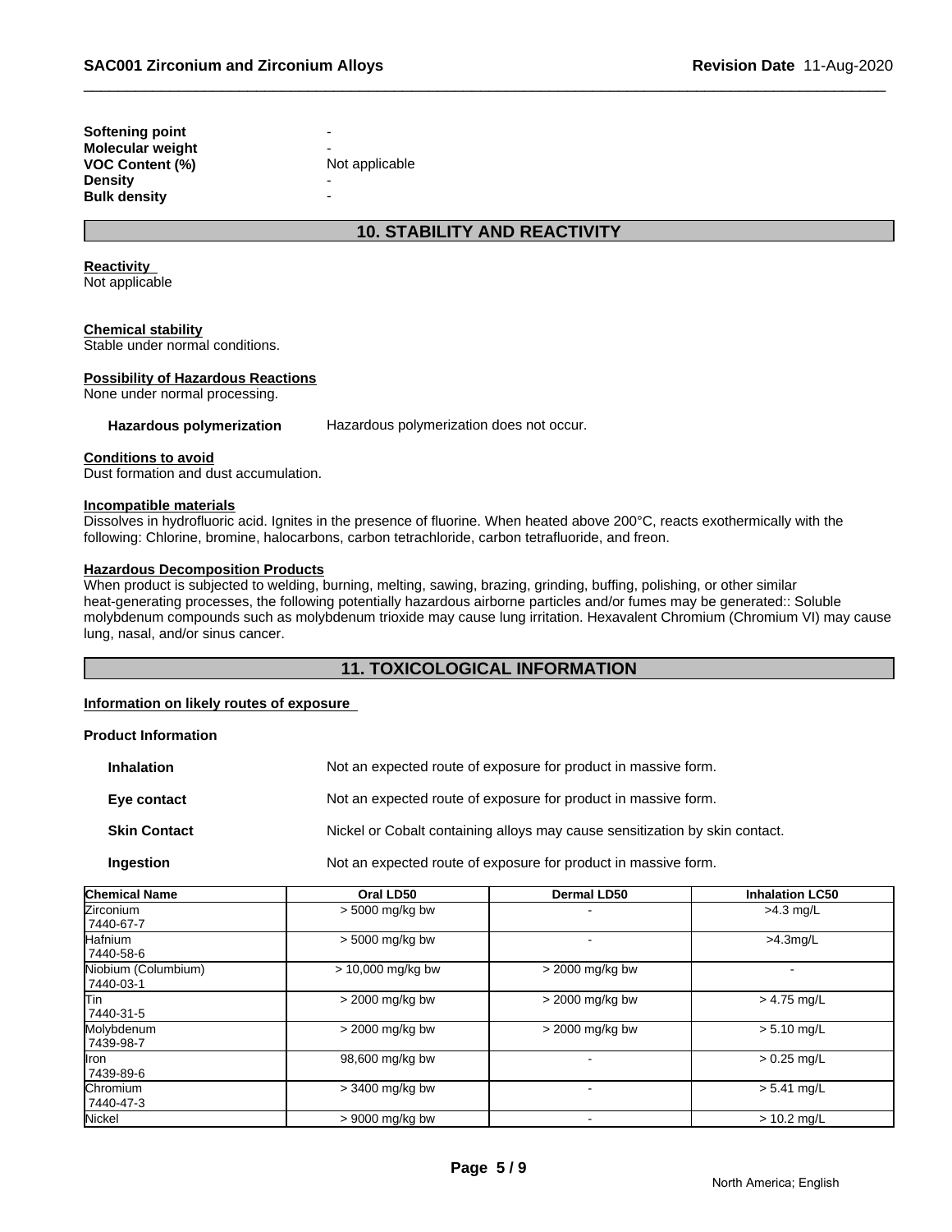| | |
|---|---|
| **Softening point** | - |
| **Molecular weight** | - |
| **VOC Content (%)** | Not applicable |
| **Density** | - |
| **Bulk density** | - |

## 10. STABILITY AND REACTIVITY

**Reactivity**
Not applicable

**Chemical stability**
Stable under normal conditions.

**Possibility of Hazardous Reactions**
None under normal processing.

**Hazardous polymerization** Hazardous polymerization does not occur.

**Conditions to avoid**
Dust formation and dust accumulation.

**Incompatible materials**
Dissolves in hydrofluoric acid. Ignites in the presence of fluorine. When heated above 200°C, reacts exothermically with the following: Chlorine, bromine, halocarbons, carbon tetrachloride, carbon tetrafluoride, and freon.

**Hazardous Decomposition Products**
When product is subjected to welding, burning, melting, sawing, brazing, grinding, buffing, polishing, or other similar heat-generating processes, the following potentially hazardous airborne particles and/or fumes may be generated:: Soluble molybdenum compounds such as molybdenum trioxide may cause lung irritation. Hexavalent Chromium (Chromium VI) may cause lung, nasal, and/or sinus cancer.

## 11. TOXICOLOGICAL INFORMATION

**Information on likely routes of exposure**

**Product Information**

| | |
|---|---|
| **Inhalation** | Not an expected route of exposure for product in massive form. |
| **Eye contact** | Not an expected route of exposure for product in massive form. |
| **Skin Contact** | Nickel or Cobalt containing alloys may cause sensitization by skin contact. |
| **Ingestion** | Not an expected route of exposure for product in massive form. |

| Chemical Name | Oral LD50 | Dermal LD50 | Inhalation LC50 |
|---|---|---|---|
| Zirconium 7440-67-7 | > 5000 mg/kg bw | - | >4.3 mg/L |
| Hafnium 7440-58-6 | > 5000 mg/kg bw | - | >4.3mg/L |
| Niobium (Columbium) 7440-03-1 | > 10,000 mg/kg bw | > 2000 mg/kg bw | - |
| Tin 7440-31-5 | > 2000 mg/kg bw | > 2000 mg/kg bw | > 4.75 mg/L |
| Molybdenum 7439-98-7 | > 2000 mg/kg bw | > 2000 mg/kg bw | > 5.10 mg/L |
| Iron 7439-89-6 | 98,600 mg/kg bw | - | > 0.25 mg/L |
| Chromium 7440-47-3 | > 3400 mg/kg bw | - | > 5.41 mg/L |
| Nickel | > 9000 mg/kg bw | - | > 10.2 mg/L |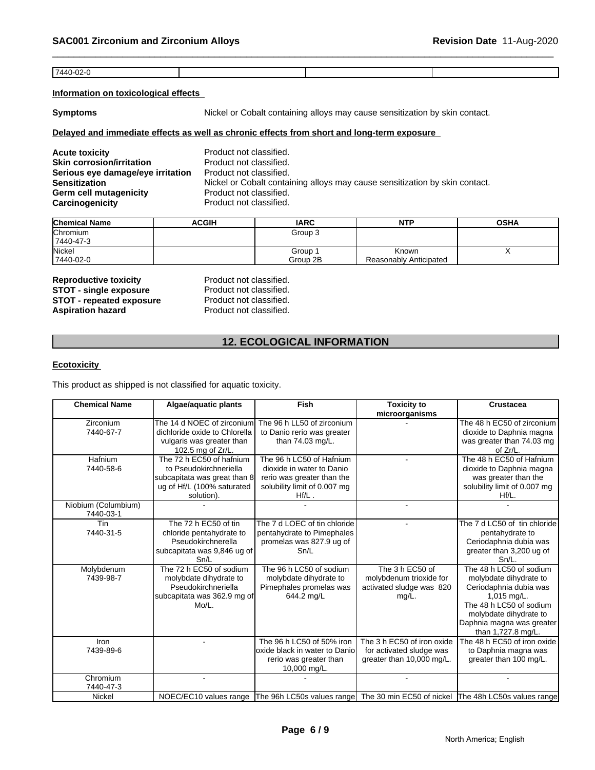| | | | |
|---|---|---|---|
| 7440-02-0 | | | |

**Information on toxicological effects**

**Symptoms** Nickel or Cobalt containing alloys may cause sensitization by skin contact.

**Delayed and immediate effects as well as chronic effects from short and long-term exposure**

**Acute toxicity** Product not classified.
**Skin corrosion/irritation** Product not classified.
**Serious eye damage/eye irritation** Product not classified.
**Sensitization** Nickel or Cobalt containing alloys may cause sensitization by skin contact.
**Germ cell mutagenicity** Product not classified.
**Carcinogenicity** Product not classified.

| Chemical Name | ACGIH | IARC | NTP | OSHA |
|---|---|---|---|---|
| Chromium 7440-47-3 | | Group 3 | | |
| Nickel 7440-02-0 | | Group 1 Group 2B | Known Reasonably Anticipated | X |

**Reproductive toxicity** Product not classified.
**STOT - single exposure** Product not classified.
**STOT - repeated exposure** Product not classified.
**Aspiration hazard** Product not classified.

## 12. ECOLOGICAL INFORMATION

**Ecotoxicity**

This product as shipped is not classified for aquatic toxicity.

| Chemical Name | Algae/aquatic plants | Fish | Toxicity to microorganisms | Crustacea |
|---|---|---|---|---|
| Zirconium 7440-67-7 | The 14 d NOEC of zirconium dichloride oxide to Chlorella vulgaris was greater than 102.5 mg of Zr/L. | The 96 h LL50 of zirconium to Danio rerio was greater than 74.03 mg/L. | - | The 48 h EC50 of zirconium dioxide to Daphnia magna was greater than 74.03 mg of Zr/L. |
| Hafnium 7440-58-6 | The 72 h EC50 of hafnium to Pseudokirchneriella subcapitata was great than 8 ug of Hf/L (100% saturated solution). | The 96 h LC50 of Hafnium dioxide in water to Danio rerio was greater than the solubility limit of 0.007 mg Hf/L . | - | The 48 h EC50 of Hafnium dioxide to Daphnia magna was greater than the solubility limit of 0.007 mg Hf/L. |
| Niobium (Columbium) 7440-03-1 | - | - | - | - |
| Tin 7440-31-5 | The 72 h EC50 of tin chloride pentahydrate to Pseudokirchnerella subcapitata was 9,846 ug of Sn/L | The 7 d LOEC of tin chloride pentahydrate to Pimephales promelas was 827.9 ug of Sn/L | - | The 7 d LC50 of tin chloride pentahydrate to Ceriodaphnia dubia was greater than 3,200 ug of Sn/L. |
| Molybdenum 7439-98-7 | The 72 h EC50 of sodium molybdate dihydrate to Pseudokirchneriella subcapitata was 362.9 mg of Mo/L. | The 96 h LC50 of sodium molybdate dihydrate to Pimephales promelas was 644.2 mg/L | The 3 h EC50 of molybdenum trioxide for activated sludge was 820 mg/L. | The 48 h LC50 of sodium molybdate dihydrate to Ceriodaphnia dubia was 1,015 mg/L. The 48 h LC50 of sodium molybdate dihydrate to Daphnia magna was greater than 1,727.8 mg/L. |
| Iron 7439-89-6 | - | The 96 h LC50 of 50% iron oxide black in water to Danio rerio was greater than 10,000 mg/L. | The 3 h EC50 of iron oxide for activated sludge was greater than 10,000 mg/L. | The 48 h EC50 of iron oxide to Daphnia magna was greater than 100 mg/L. |
| Chromium 7440-47-3 | - | - | - | - |
| Nickel | NOEC/EC10 values range | The 96h LC50s values range | The 30 min EC50 of nickel | The 48h LC50s values range |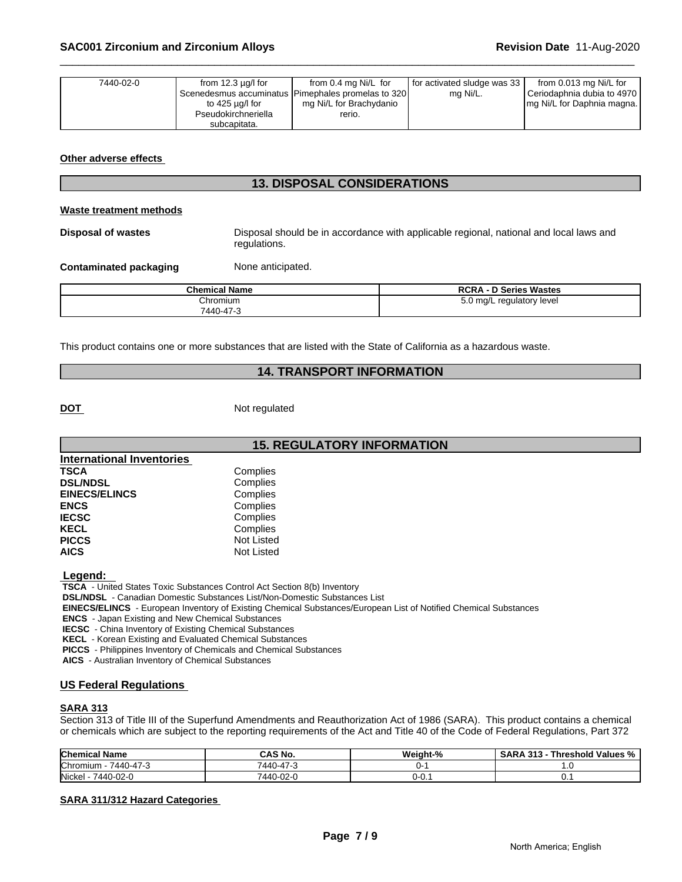| | | | | |
|---|---|---|---|---|
| 7440-02-0 | from 12.3 µg/l for Scenedesmus accuminatus to 425 µg/l for Pseudokirchneriella subcapitata. | from 0.4 mg Ni/L for Pimephales promelas to 320 mg Ni/L for Brachydanio rerio. | for activated sludge was 33 mg Ni/L. | from 0.013 mg Ni/L for Ceriodaphnia dubia to 4970 mg Ni/L for Daphnia magna. |

**Other adverse effects**

## 13. DISPOSAL CONSIDERATIONS

**Waste treatment methods**

**Disposal of wastes** Disposal should be in accordance with applicable regional, national and local laws and regulations.

**Contaminated packaging** None anticipated.

| Chemical Name | RCRA - D Series Wastes |
|---|---|
| Chromium 7440-47-3 | 5.0 mg/L regulatory level |

This product contains one or more substances that are listed with the State of California as a hazardous waste.

## 14. TRANSPORT INFORMATION

**DOT** Not regulated

## 15. REGULATORY INFORMATION

**International Inventories**

| | |
|---|---|
| **TSCA** | Complies |
| **DSL/NDSL** | Complies |
| **EINECS/ELINCS** | Complies |
| **ENCS** | Complies |
| **IECSC** | Complies |
| **KECL** | Complies |
| **PICCS** | Not Listed |
| **AICS** | Not Listed |

**Legend:**

**TSCA** - United States Toxic Substances Control Act Section 8(b) Inventory
**DSL/NDSL** - Canadian Domestic Substances List/Non-Domestic Substances List
**EINECS/ELINCS** - European Inventory of Existing Chemical Substances/European List of Notified Chemical Substances
**ENCS** - Japan Existing and New Chemical Substances
**IECSC** - China Inventory of Existing Chemical Substances
**KECL** - Korean Existing and Evaluated Chemical Substances
**PICCS** - Philippines Inventory of Chemicals and Chemical Substances
**AICS** - Australian Inventory of Chemical Substances

**US Federal Regulations**

**SARA 313**

Section 313 of Title III of the Superfund Amendments and Reauthorization Act of 1986 (SARA). This product contains a chemical or chemicals which are subject to the reporting requirements of the Act and Title 40 of the Code of Federal Regulations, Part 372

| Chemical Name | CAS No. | Weight-% | SARA 313 - Threshold Values % |
|---|---|---|---|
| Chromium - 7440-47-3 | 7440-47-3 | 0-1 | 1.0 |
| Nickel - 7440-02-0 | 7440-02-0 | 0-0.1 | 0.1 |

**SARA 311/312 Hazard Categories**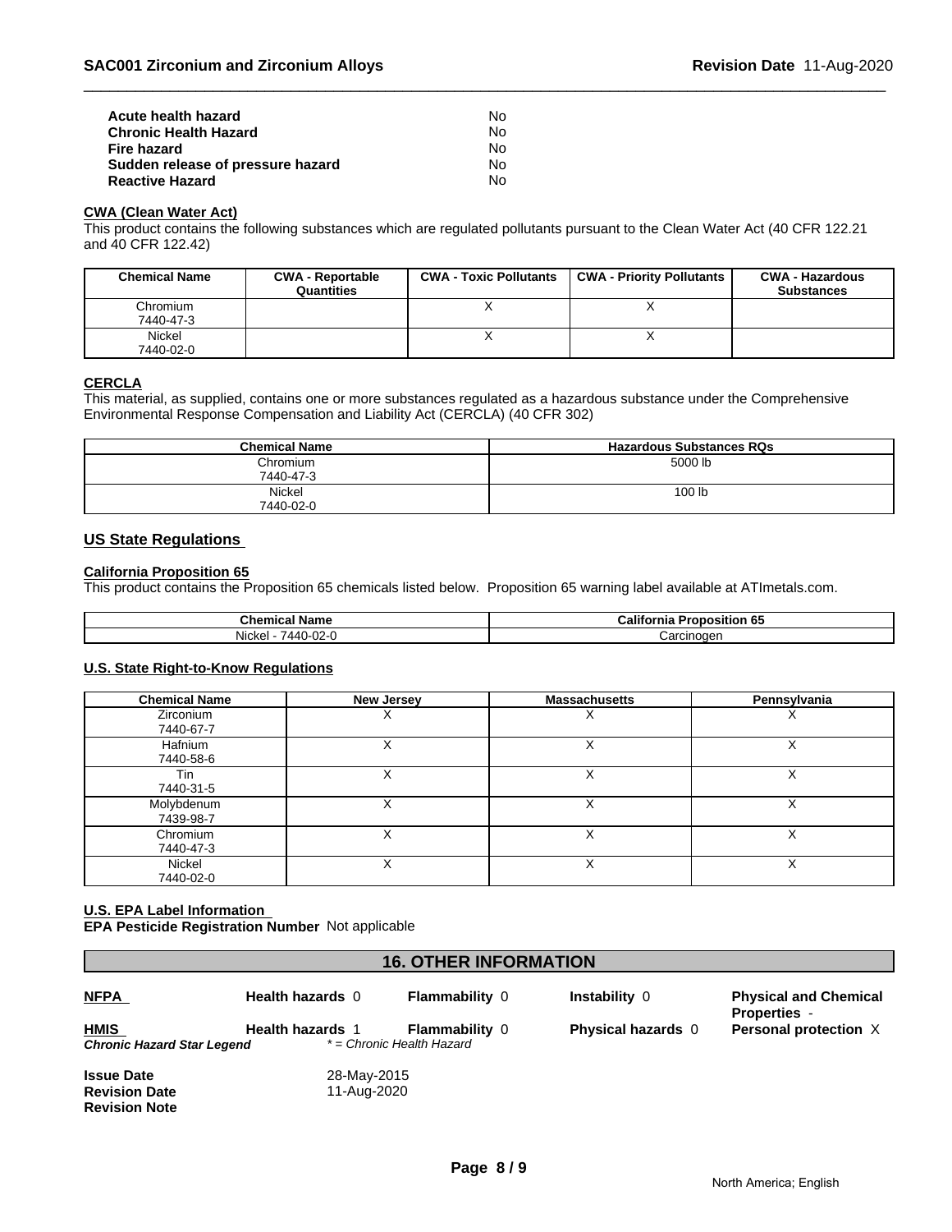| | |
|---|---|
| **Acute health hazard** | No |
| **Chronic Health Hazard** | No |
| **Fire hazard** | No |
| **Sudden release of pressure hazard** | No |
| **Reactive Hazard** | No |

**CWA (Clean Water Act)**

This product contains the following substances which are regulated pollutants pursuant to the Clean Water Act (40 CFR 122.21 and 40 CFR 122.42)

| Chemical Name | CWA - Reportable Quantities | CWA - Toxic Pollutants | CWA - Priority Pollutants | CWA - Hazardous Substances |
|---|---|---|---|---|
| Chromium 7440-47-3 | | X | X | |
| Nickel 7440-02-0 | | X | X | |

**CERCLA**

This material, as supplied, contains one or more substances regulated as a hazardous substance under the Comprehensive Environmental Response Compensation and Liability Act (CERCLA) (40 CFR 302)

| Chemical Name | Hazardous Substances RQs |
|---|---|
| Chromium 7440-47-3 | 5000 lb |
| Nickel 7440-02-0 | 100 lb |

## US State Regulations

**California Proposition 65**

This product contains the Proposition 65 chemicals listed below. Proposition 65 warning label available at ATImetals.com.

| Chemical Name | California Proposition 65 |
|---|---|
| Nickel - 7440-02-0 | Carcinogen |

**U.S. State Right-to-Know Regulations**

| Chemical Name | New Jersey | Massachusetts | Pennsylvania |
|---|---|---|---|
| Zirconium 7440-67-7 | X | X | X |
| Hafnium 7440-58-6 | X | X | X |
| Tin 7440-31-5 | X | X | X |
| Molybdenum 7439-98-7 | X | X | X |
| Chromium 7440-47-3 | X | X | X |
| Nickel 7440-02-0 | X | X | X |

**U.S. EPA Label Information**

**EPA Pesticide Registration Number** Not applicable

## 16. OTHER INFORMATION

| | | | | |
|---|---|---|---|---|
| **NFPA** | **Health hazards** 0 | **Flammability** 0 | **Instability** 0 | **Physical and Chemical Properties** - |
| **HMIS** | **Health hazards** 1 | **Flammability** 0 | **Physical hazards** 0 | **Personal protection** X |

***Chronic Hazard Star Legend*** *\* = Chronic Health Hazard*

**Issue Date** 28-May-2015
**Revision Date** 11-Aug-2020
**Revision Note**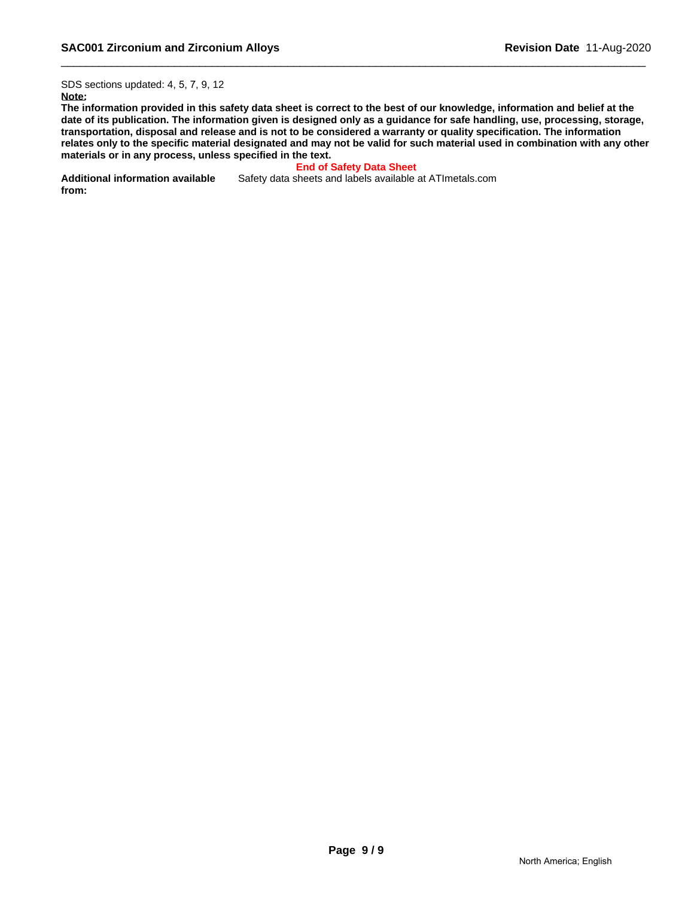SDS sections updated: 4, 5, 7, 9, 12

**Note:**

**The information provided in this safety data sheet is correct to the best of our knowledge, information and belief at the date of its publication. The information given is designed only as a guidance for safe handling, use, processing, storage, transportation, disposal and release and is not to be considered a warranty or quality specification. The information relates only to the specific material designated and may not be valid for such material used in combination with any other materials or in any process, unless specified in the text.**

**End of Safety Data Sheet**

**Additional information available from:** Safety data sheets and labels available at ATImetals.com